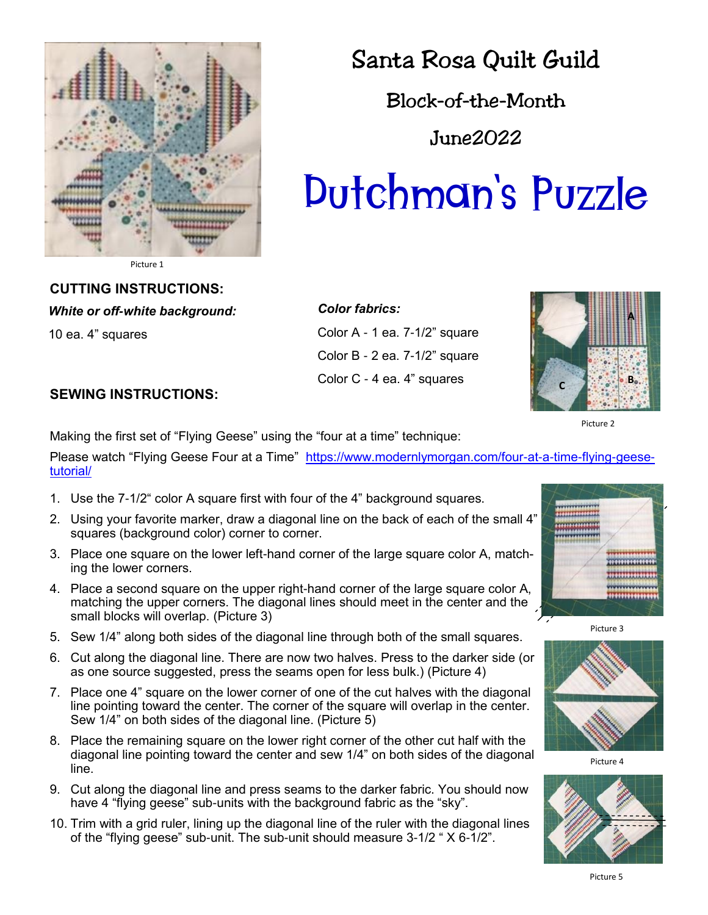Picture 1

# Santa Rosa Quilt Guild

## Block-of-the-Month

## June2022

# Dutchman's Puzzle

### CUTTING INSTRUCTIONS:

***White or off-white background:***

10 ea. 4” squares

***Color fabrics:***

Color A - 1 ea. 7-1/2” square

Color B - 2 ea. 7-1/2” square

Color C - 4 ea. 4” squares

A

C

B

Picture 2

### SEWING INSTRUCTIONS:

Making the first set of “Flying Geese” using the “four at a time” technique:

Please watch “Flying Geese Four at a Time” [https://www.modernlymorgan.com/four-at-a-time-flying-geese-tutorial/](https://www.modernlymorgan.com/four-at-a-time-flying-geese-tutorial/)

1. Use the 7-1/2“ color A square first with four of the 4” background squares.
2. Using your favorite marker, draw a diagonal line on the back of each of the small 4” squares (background color) corner to corner.
3. Place one square on the lower left-hand corner of the large square color A, matching the lower corners.
4. Place a second square on the upper right-hand corner of the large square color A, matching the upper corners. The diagonal lines should meet in the center and the small blocks will overlap. (Picture 3)
5. Sew 1/4” along both sides of the diagonal line through both of the small squares.
6. Cut along the diagonal line. There are now two halves. Press to the darker side (or as one source suggested, press the seams open for less bulk.) (Picture 4)
7. Place one 4” square on the lower corner of one of the cut halves with the diagonal line pointing toward the center. The corner of the square will overlap in the center. Sew 1/4” on both sides of the diagonal line. (Picture 5)
8. Place the remaining square on the lower right corner of the other cut half with the diagonal line pointing toward the center and sew 1/4” on both sides of the diagonal line.
9. Cut along the diagonal line and press seams to the darker fabric. You should now have 4 “flying geese” sub-units with the background fabric as the “sky”.
10. Trim with a grid ruler, lining up the diagonal line of the ruler with the diagonal lines of the “flying geese” sub-unit. The sub-unit should measure 3-1/2 “ X 6-1/2”.

Picture 3

Picture 4

Picture 5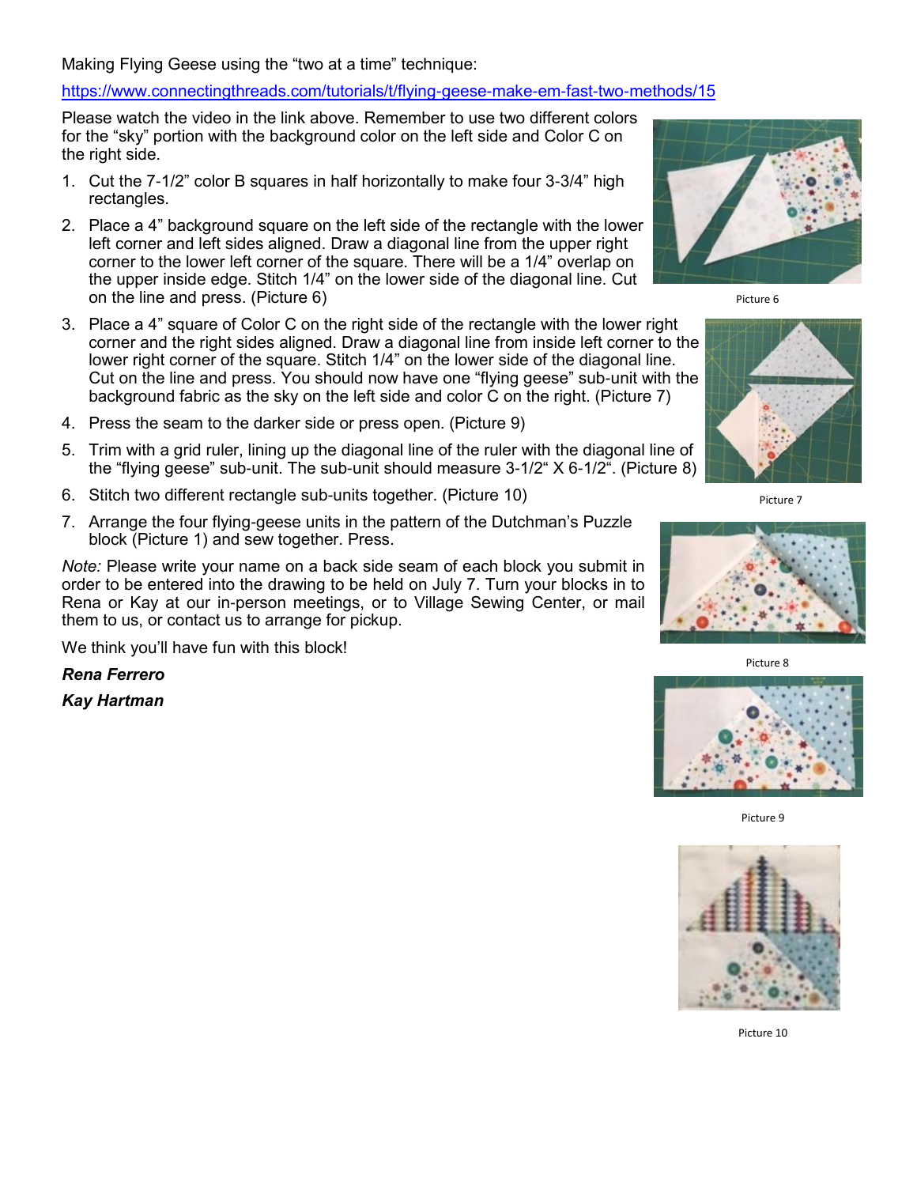Making Flying Geese using the “two at a time” technique:

https://www.connectingthreads.com/tutorials/t/flying-geese-make-em-fast-two-methods/15

Please watch the video in the link above. Remember to use two different colors for the “sky” portion with the background color on the left side and Color C on the right side.

1. Cut the 7-1/2” color B squares in half horizontally to make four 3-3/4” high rectangles.
2. Place a 4” background square on the left side of the rectangle with the lower left corner and left sides aligned. Draw a diagonal line from the upper right corner to the lower left corner of the square. There will be a 1/4” overlap on the upper inside edge. Stitch 1/4” on the lower side of the diagonal line. Cut on the line and press. (Picture 6)
3. Place a 4” square of Color C on the right side of the rectangle with the lower right corner and the right sides aligned. Draw a diagonal line from inside left corner to the lower right corner of the square. Stitch 1/4” on the lower side of the diagonal line. Cut on the line and press. You should now have one “flying geese” sub-unit with the background fabric as the sky on the left side and color C on the right. (Picture 7)
4. Press the seam to the darker side or press open. (Picture 9)
5. Trim with a grid ruler, lining up the diagonal line of the ruler with the diagonal line of the “flying geese” sub-unit. The sub-unit should measure 3-1/2“ X 6-1/2“. (Picture 8)
6. Stitch two different rectangle sub-units together. (Picture 10)
7. Arrange the four flying-geese units in the pattern of the Dutchman’s Puzzle block (Picture 1) and sew together. Press.

Picture 6

Picture 7

Picture 8

Picture 9

Picture 10

*Note:* Please write your name on a back side seam of each block you submit in order to be entered into the drawing to be held on July 7. Turn your blocks in to Rena or Kay at our in-person meetings, or to Village Sewing Center, or mail them to us, or contact us to arrange for pickup.

We think you’ll have fun with this block!

***Rena Ferrero***

***Kay Hartman***